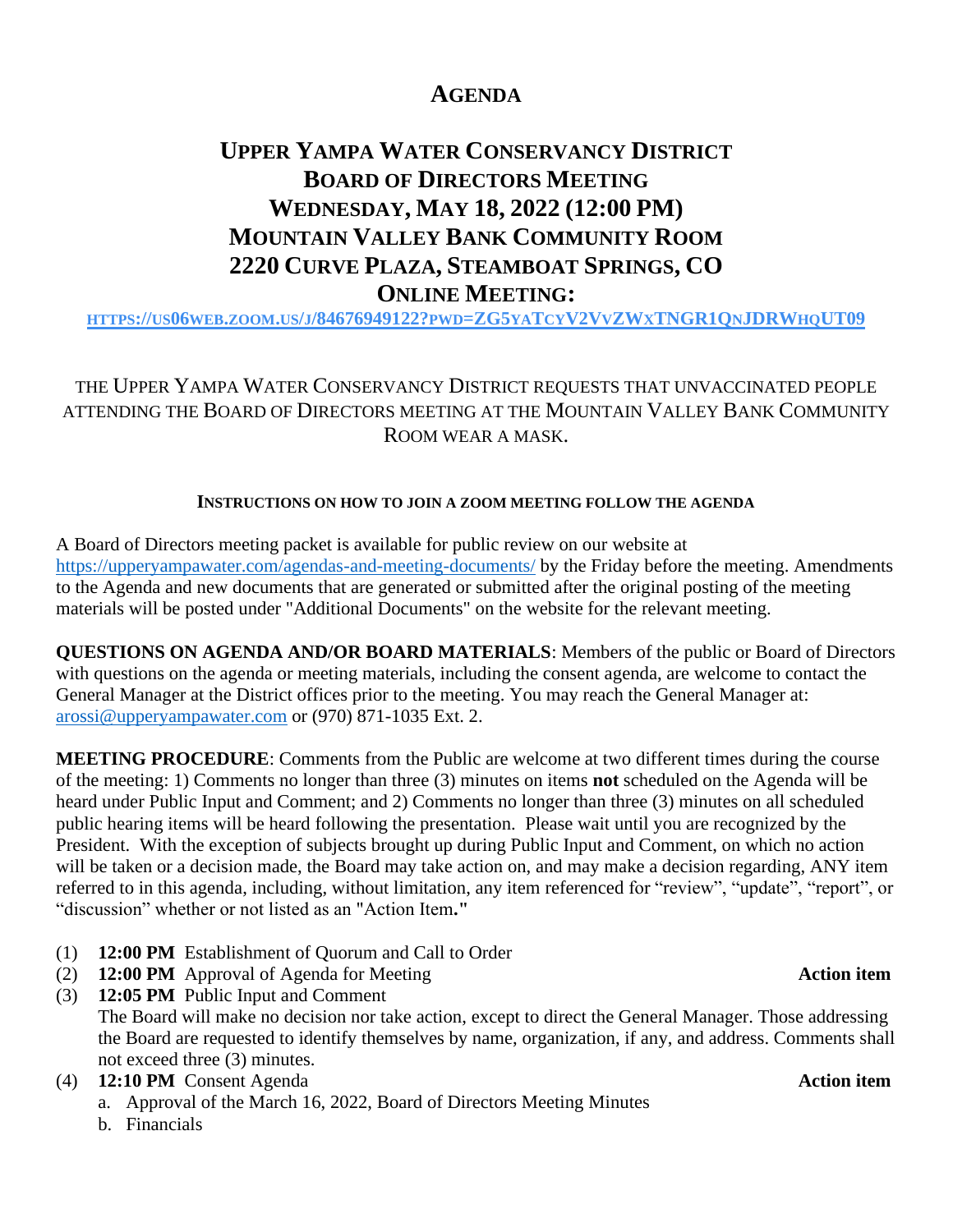# AGENDA

## UPPER YAMPA WATER CONSERVANCY DISTRICT
## BOARD OF DIRECTORS MEETING
## WEDNESDAY, MAY 18, 2022 (12:00 PM)
## MOUNTAIN VALLEY BANK COMMUNITY ROOM
## 2220 CURVE PLAZA, STEAMBOAT SPRINGS, CO
## ONLINE MEETING:

HTTPS://US06WEB.ZOOM.US/J/84676949122?PWD=ZG5YATCYV2VVZWXTNGR1QNJDRWHQUT09

THE UPPER YAMPA WATER CONSERVANCY DISTRICT REQUESTS THAT UNVACCINATED PEOPLE ATTENDING THE BOARD OF DIRECTORS MEETING AT THE MOUNTAIN VALLEY BANK COMMUNITY ROOM WEAR A MASK.

**INSTRUCTIONS ON HOW TO JOIN A ZOOM MEETING FOLLOW THE AGENDA**

A Board of Directors meeting packet is available for public review on our website at https://upperyampawater.com/agendas-and-meeting-documents/ by the Friday before the meeting. Amendments to the Agenda and new documents that are generated or submitted after the original posting of the meeting materials will be posted under "Additional Documents" on the website for the relevant meeting.

**QUESTIONS ON AGENDA AND/OR BOARD MATERIALS**: Members of the public or Board of Directors with questions on the agenda or meeting materials, including the consent agenda, are welcome to contact the General Manager at the District offices prior to the meeting. You may reach the General Manager at: arossi@upperyampawater.com or (970) 871-1035 Ext. 2.

**MEETING PROCEDURE**: Comments from the Public are welcome at two different times during the course of the meeting: 1) Comments no longer than three (3) minutes on items **not** scheduled on the Agenda will be heard under Public Input and Comment; and 2) Comments no longer than three (3) minutes on all scheduled public hearing items will be heard following the presentation. Please wait until you are recognized by the President. With the exception of subjects brought up during Public Input and Comment, on which no action will be taken or a decision made, the Board may take action on, and may make a decision regarding, ANY item referred to in this agenda, including, without limitation, any item referenced for "review", "update", "report", or "discussion" whether or not listed as an "Action Item**.**"

(1) **12:00 PM** Establishment of Quorum and Call to Order

(2) **12:00 PM** Approval of Agenda for Meeting — **Action item**

(3) **12:05 PM** Public Input and Comment
The Board will make no decision nor take action, except to direct the General Manager. Those addressing the Board are requested to identify themselves by name, organization, if any, and address. Comments shall not exceed three (3) minutes.

(4) **12:10 PM** Consent Agenda — **Action item**
   a. Approval of the March 16, 2022, Board of Directors Meeting Minutes
   b. Financials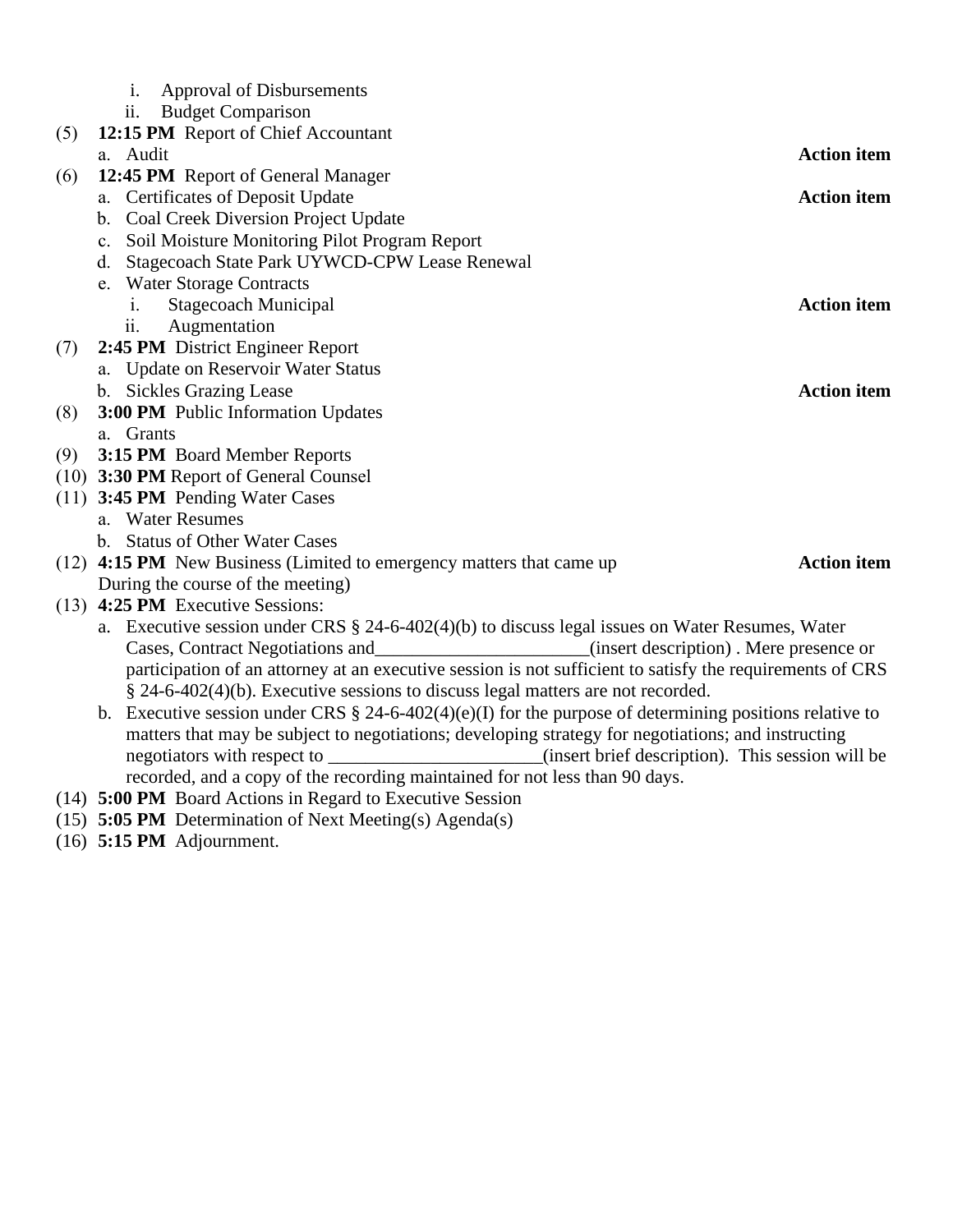i. Approval of Disbursements
ii. Budget Comparison

(5) **12:15 PM** Report of Chief Accountant
  a. Audit **Action item**

(6) **12:45 PM** Report of General Manager
  a. Certificates of Deposit Update **Action item**
  b. Coal Creek Diversion Project Update
  c. Soil Moisture Monitoring Pilot Program Report
  d. Stagecoach State Park UYWCD-CPW Lease Renewal
  e. Water Storage Contracts
    i. Stagecoach Municipal **Action item**
    ii. Augmentation

(7) **2:45 PM** District Engineer Report
  a. Update on Reservoir Water Status
  b. Sickles Grazing Lease **Action item**

(8) **3:00 PM** Public Information Updates
  a. Grants

(9) **3:15 PM** Board Member Reports

(10) **3:30 PM** Report of General Counsel

(11) **3:45 PM** Pending Water Cases
  a. Water Resumes
  b. Status of Other Water Cases

(12) **4:15 PM** New Business (Limited to emergency matters that came up During the course of the meeting) **Action item**

(13) **4:25 PM** Executive Sessions:
  a. Executive session under CRS § 24-6-402(4)(b) to discuss legal issues on Water Resumes, Water Cases, Contract Negotiations and______________________(insert description) . Mere presence or participation of an attorney at an executive session is not sufficient to satisfy the requirements of CRS § 24-6-402(4)(b). Executive sessions to discuss legal matters are not recorded.
  b. Executive session under CRS § 24-6-402(4)(e)(I) for the purpose of determining positions relative to matters that may be subject to negotiations; developing strategy for negotiations; and instructing negotiators with respect to ______________________(insert brief description). This session will be recorded, and a copy of the recording maintained for not less than 90 days.

(14) **5:00 PM** Board Actions in Regard to Executive Session

(15) **5:05 PM** Determination of Next Meeting(s) Agenda(s)

(16) **5:15 PM** Adjournment.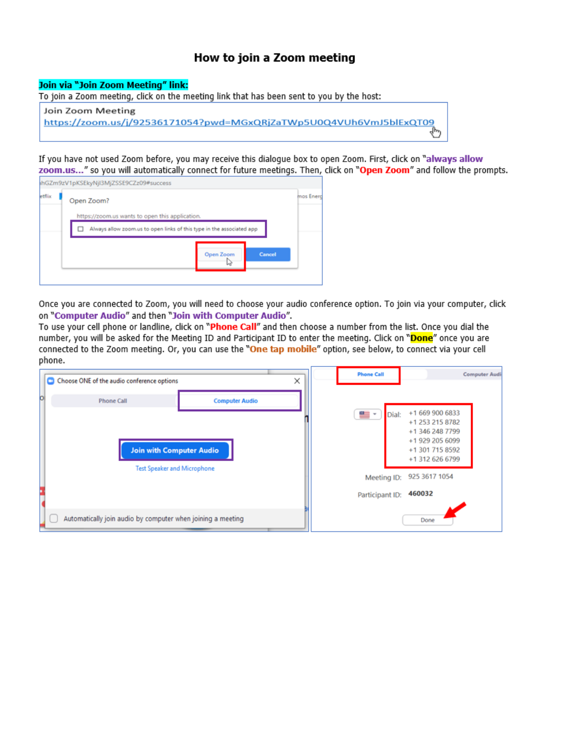# How to join a Zoom meeting

**Join via "Join Zoom Meeting" link:**

To join a Zoom meeting, click on the meeting link that has been sent to you by the host:

Join Zoom Meeting
https://zoom.us/j/92536171054?pwd=MGxQRjZaTWp5U0Q4VUh6VmJ5blExQT09

If you have not used Zoom before, you may receive this dialogue box to open Zoom. First, click on "**always allow zoom.us...**" so you will automatically connect for future meetings. Then, click on "**Open Zoom**" and follow the prompts.

Once you are connected to Zoom, you will need to choose your audio conference option. To join via your computer, click on "**Computer Audio**" and then "**Join with Computer Audio**".

To use your cell phone or landline, click on "**Phone Call**" and then choose a number from the list. Once you dial the number, you will be asked for the Meeting ID and Participant ID to enter the meeting. Click on "**Done**" once you are connected to the Zoom meeting. Or, you can use the "**One tap mobile**" option, see below, to connect via your cell phone.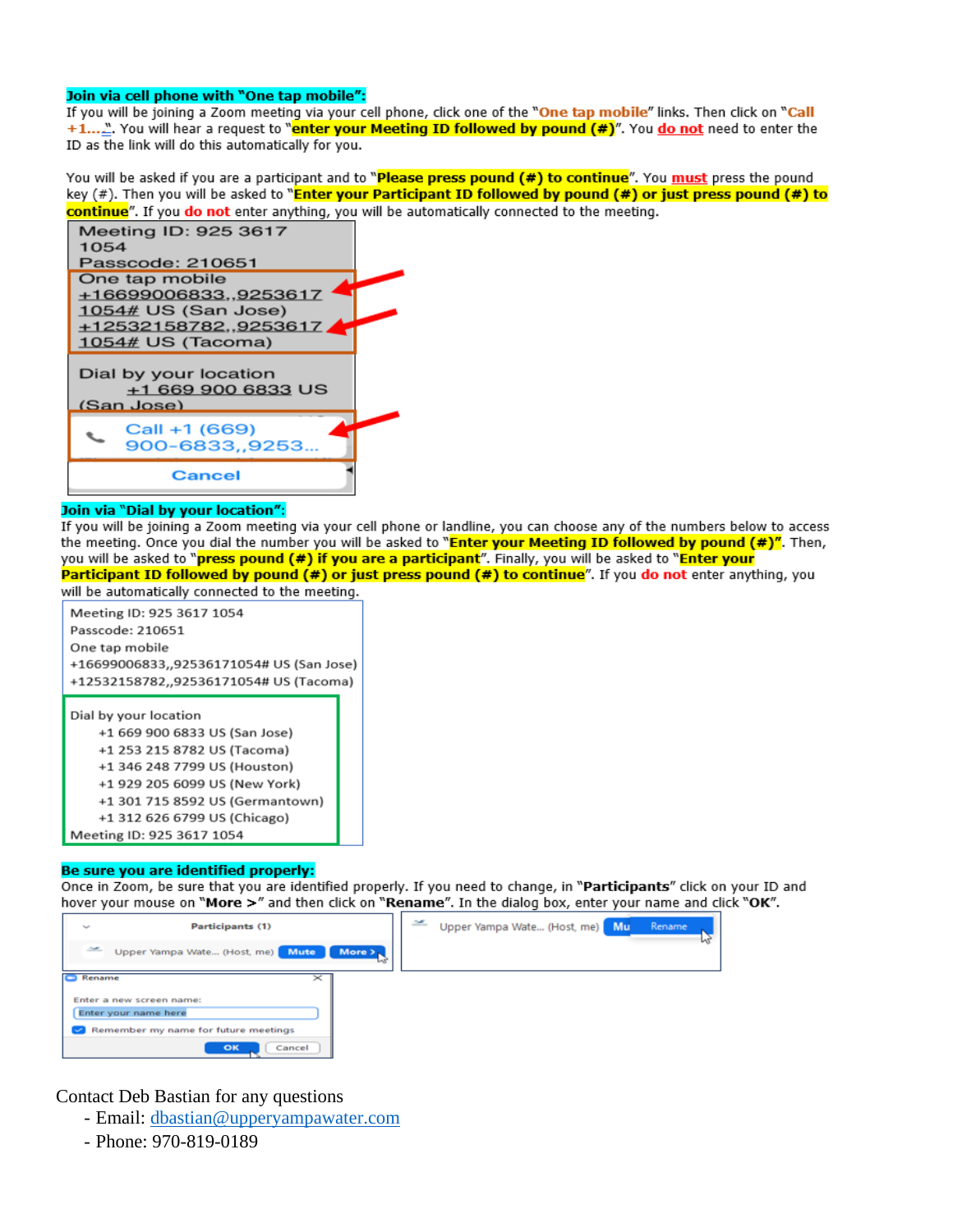**Join via cell phone with "One tap mobile":**

If you will be joining a Zoom meeting via your cell phone, click one of the "**One tap mobile**" links. Then click on "**Call +1…**". You will hear a request to "**Enter your Meeting ID followed by pound (#)**". You **do not** need to enter the ID as the link will do this automatically for you.

You will be asked if you are a participant and to "**Please press pound (#) to continue**". You **must** press the pound key (#). Then you will be asked to "**Enter your Participant ID followed by pound (#) or just press pound (#) to continue**". If you **do not** enter anything, you will be automatically connected to the meeting.

Meeting ID: 925 3617 1054
Passcode: 210651
One tap mobile
+16699006833,,92536171054# US (San Jose)
+12532158782,,92536171054# US (Tacoma)

Dial by your location
+1 669 900 6833 US (San Jose)

Call +1 (669) 900-6833,,9253…

Cancel

**Join via "Dial by your location":**

If you will be joining a Zoom meeting via your cell phone or landline, you can choose any of the numbers below to access the meeting. Once you dial the number you will be asked to "**Enter your Meeting ID followed by pound (#)**". Then, you will be asked to "**press pound (#) if you are a participant**". Finally, you will be asked to "**Enter your Participant ID followed by pound (#) or just press pound (#) to continue**". If you **do not** enter anything, you will be automatically connected to the meeting.

Meeting ID: 925 3617 1054
Passcode: 210651
One tap mobile
+16699006833,,92536171054# US (San Jose)
+12532158782,,92536171054# US (Tacoma)

Dial by your location
- +1 669 900 6833 US (San Jose)
- +1 253 215 8782 US (Tacoma)
- +1 346 248 7799 US (Houston)
- +1 929 205 6099 US (New York)
- +1 301 715 8592 US (Germantown)
- +1 312 626 6799 US (Chicago)

Meeting ID: 925 3617 1054

**Be sure you are identified properly:**

Once in Zoom, be sure that you are identified properly. If you need to change, in "**Participants**" click on your ID and hover your mouse on "**More >**" and then click on "**Rename**". In the dialog box, enter your name and click "**OK**".

Participants (1)
Upper Yampa Wate… (Host, me) Mute More >

Upper Yampa Wate… (Host, me) Mu Rename

Rename
Enter a new screen name:
Enter your name here
Remember my name for future meetings
OK Cancel

Contact Deb Bastian for any questions
- Email: dbastian@upperyampawater.com
- Phone: 970-819-0189